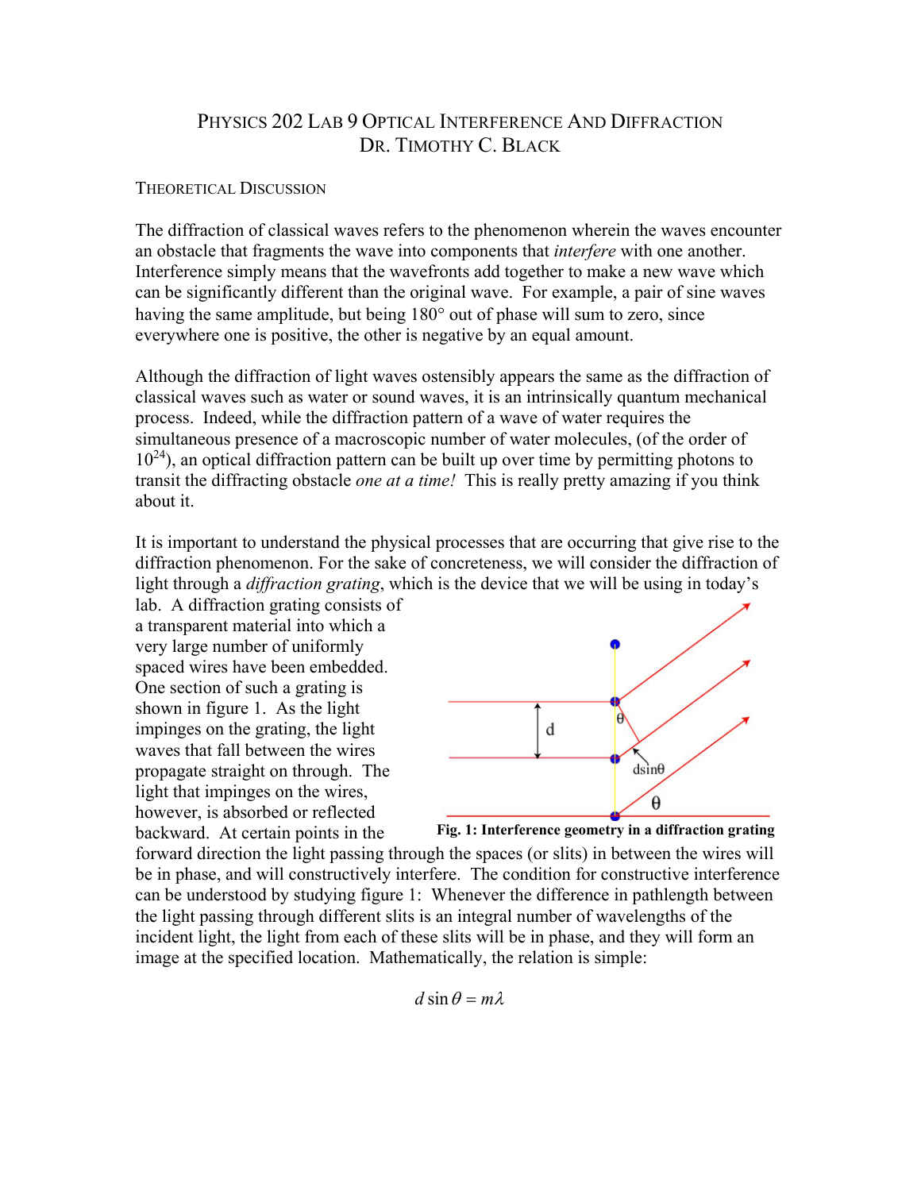# Physics 202 Lab 9 Optical Interference And Diffraction
## Dr. Timothy C. Black

### Theoretical Discussion

The diffraction of classical waves refers to the phenomenon wherein the waves encounter an obstacle that fragments the wave into components that *interfere* with one another. Interference simply means that the wavefronts add together to make a new wave which can be significantly different than the original wave. For example, a pair of sine waves having the same amplitude, but being 180° out of phase will sum to zero, since everywhere one is positive, the other is negative by an equal amount.

Although the diffraction of light waves ostensibly appears the same as the diffraction of classical waves such as water or sound waves, it is an intrinsically quantum mechanical process. Indeed, while the diffraction pattern of a wave of water requires the simultaneous presence of a macroscopic number of water molecules, (of the order of $10^{24}$), an optical diffraction pattern can be built up over time by permitting photons to transit the diffracting obstacle *one at a time!* This is really pretty amazing if you think about it.

It is important to understand the physical processes that are occurring that give rise to the diffraction phenomenon. For the sake of concreteness, we will consider the diffraction of light through a *diffraction grating*, which is the device that we will be using in today's lab. A diffraction grating consists of a transparent material into which a very large number of uniformly spaced wires have been embedded. One section of such a grating is shown in figure 1. As the light impinges on the grating, the light waves that fall between the wires propagate straight on through. The light that impinges on the wires, however, is absorbed or reflected backward. At certain points in the forward direction the light passing through the spaces (or slits) in between the wires will be in phase, and will constructively interfere. The condition for constructive interference can be understood by studying figure 1: Whenever the difference in pathlength between the light passing through different slits is an integral number of wavelengths of the incident light, the light from each of these slits will be in phase, and they will form an image at the specified location. Mathematically, the relation is simple:

d

θ

dsinθ

θ

**Fig. 1: Interference geometry in a diffraction grating**

$$d \sin \theta = m\lambda$$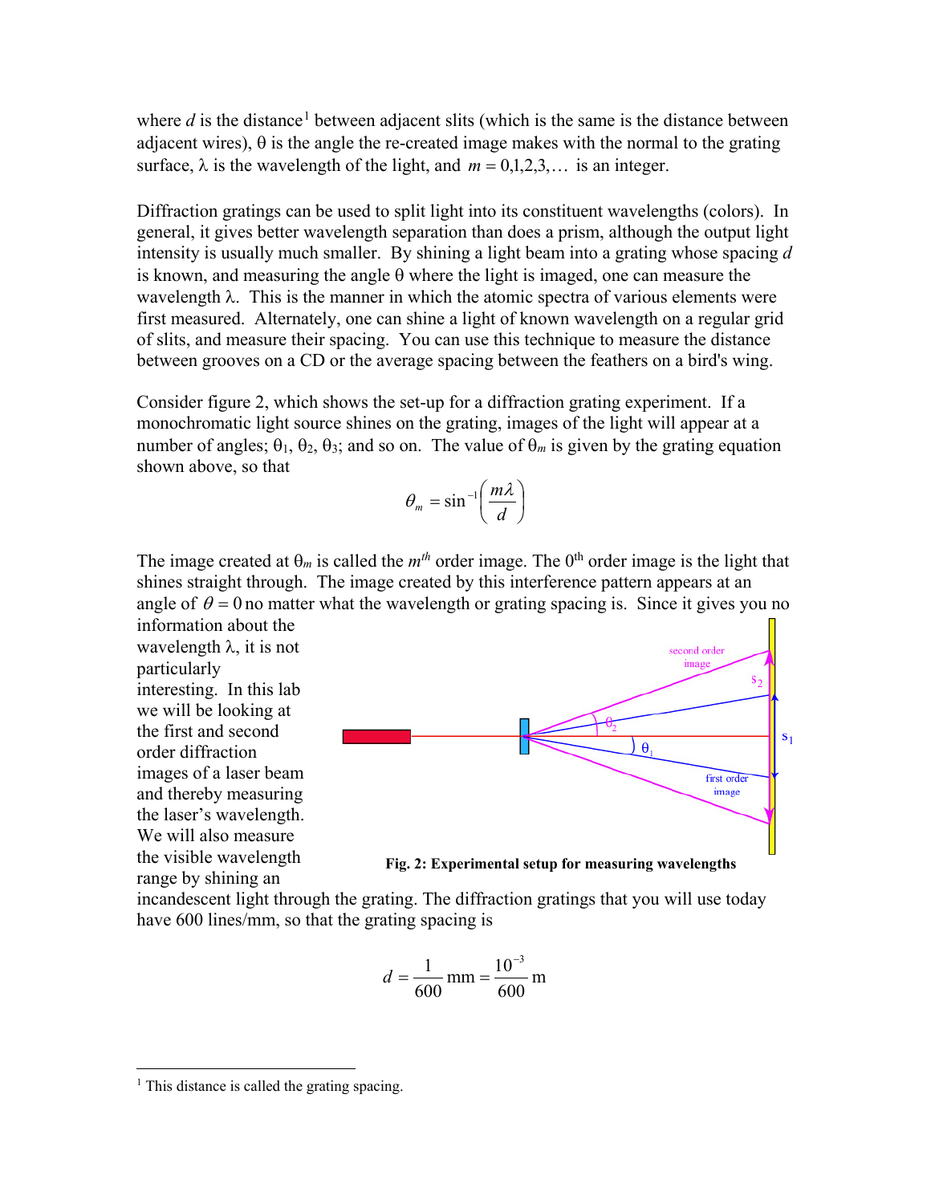where $d$ is the distance[1] between adjacent slits (which is the same is the distance between adjacent wires), $\theta$ is the angle the re-created image makes with the normal to the grating surface, $\lambda$ is the wavelength of the light, and $m = 0,1,2,3,\ldots$ is an integer.

Diffraction gratings can be used to split light into its constituent wavelengths (colors). In general, it gives better wavelength separation than does a prism, although the output light intensity is usually much smaller. By shining a light beam into a grating whose spacing $d$ is known, and measuring the angle $\theta$ where the light is imaged, one can measure the wavelength $\lambda$. This is the manner in which the atomic spectra of various elements were first measured. Alternately, one can shine a light of known wavelength on a regular grid of slits, and measure their spacing. You can use this technique to measure the distance between grooves on a CD or the average spacing between the feathers on a bird's wing.

Consider figure 2, which shows the set-up for a diffraction grating experiment. If a monochromatic light source shines on the grating, images of the light will appear at a number of angles; $\theta_1$, $\theta_2$, $\theta_3$; and so on. The value of $\theta_m$ is given by the grating equation shown above, so that

$$\theta_m = \sin^{-1}\left(\frac{m\lambda}{d}\right)$$

The image created at $\theta_m$ is called the $m^{th}$ order image. The $0^{th}$ order image is the light that shines straight through. The image created by this interference pattern appears at an angle of $\theta = 0$ no matter what the wavelength or grating spacing is. Since it gives you no information about the wavelength $\lambda$, it is not particularly interesting. In this lab we will be looking at the first and second order diffraction images of a laser beam and thereby measuring the laser's wavelength. We will also measure the visible wavelength range by shining an incandescent light through the grating. The diffraction gratings that you will use today have 600 lines/mm, so that the grating spacing is

second order image

$s_2$

$\theta_2$

$\theta_1$

$s_1$

first order image

**Fig. 2: Experimental setup for measuring wavelengths**

$$d = \frac{1}{600}\text{ mm} = \frac{10^{-3}}{600}\text{ m}$$

[1] This distance is called the grating spacing.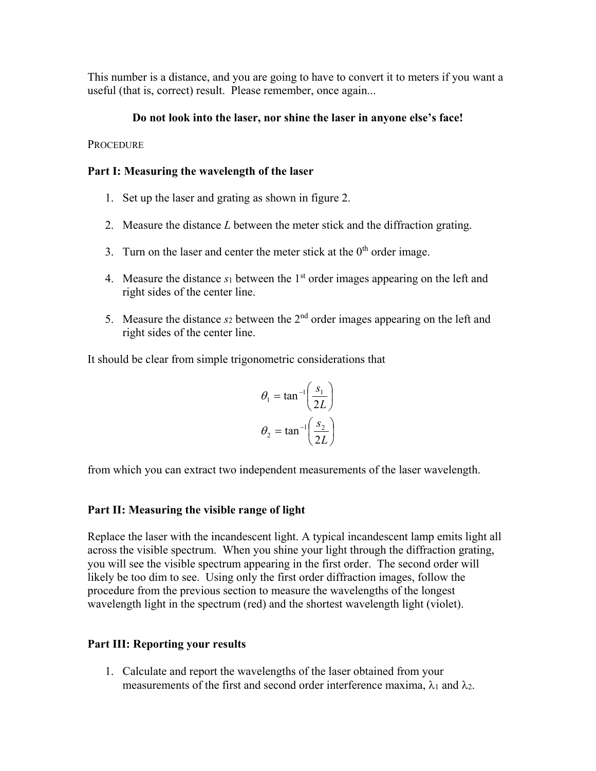This number is a distance, and you are going to have to convert it to meters if you want a useful (that is, correct) result. Please remember, once again...

**Do not look into the laser, nor shine the laser in anyone else's face!**

PROCEDURE

**Part I: Measuring the wavelength of the laser**

1. Set up the laser and grating as shown in figure 2.
2. Measure the distance $L$ between the meter stick and the diffraction grating.
3. Turn on the laser and center the meter stick at the $0^{th}$ order image.
4. Measure the distance $s_1$ between the $1^{st}$ order images appearing on the left and right sides of the center line.
5. Measure the distance $s_2$ between the $2^{nd}$ order images appearing on the left and right sides of the center line.

It should be clear from simple trigonometric considerations that

$$\theta_1 = \tan^{-1}\left(\frac{s_1}{2L}\right)$$

$$\theta_2 = \tan^{-1}\left(\frac{s_2}{2L}\right)$$

from which you can extract two independent measurements of the laser wavelength.

**Part II: Measuring the visible range of light**

Replace the laser with the incandescent light. A typical incandescent lamp emits light all across the visible spectrum. When you shine your light through the diffraction grating, you will see the visible spectrum appearing in the first order. The second order will likely be too dim to see. Using only the first order diffraction images, follow the procedure from the previous section to measure the wavelengths of the longest wavelength light in the spectrum (red) and the shortest wavelength light (violet).

**Part III: Reporting your results**

1. Calculate and report the wavelengths of the laser obtained from your measurements of the first and second order interference maxima, $\lambda_1$ and $\lambda_2$.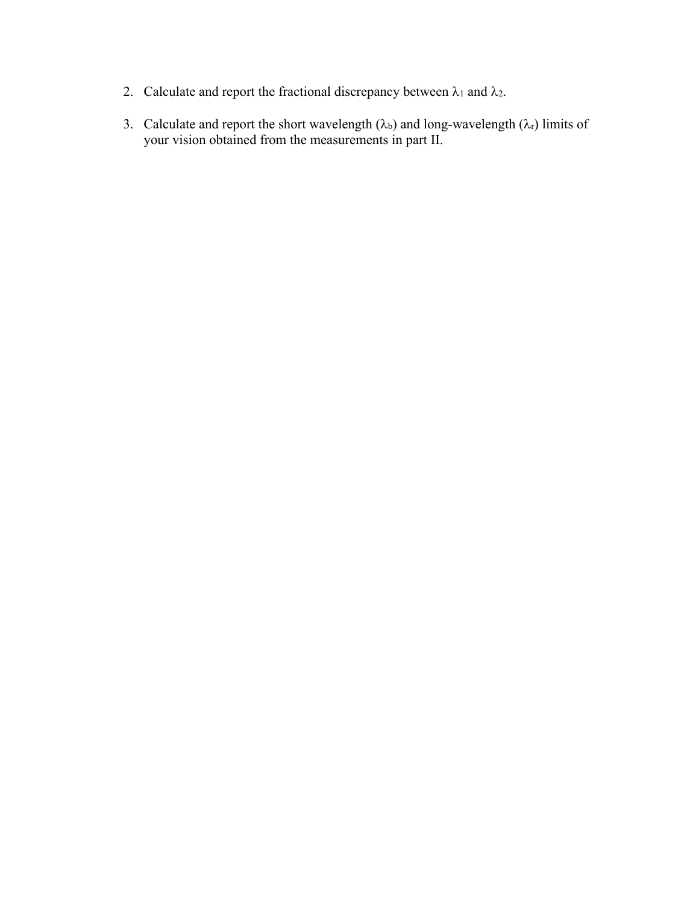2. Calculate and report the fractional discrepancy between $\lambda_1$ and $\lambda_2$.

3. Calculate and report the short wavelength ($\lambda_b$) and long-wavelength ($\lambda_r$) limits of your vision obtained from the measurements in part II.